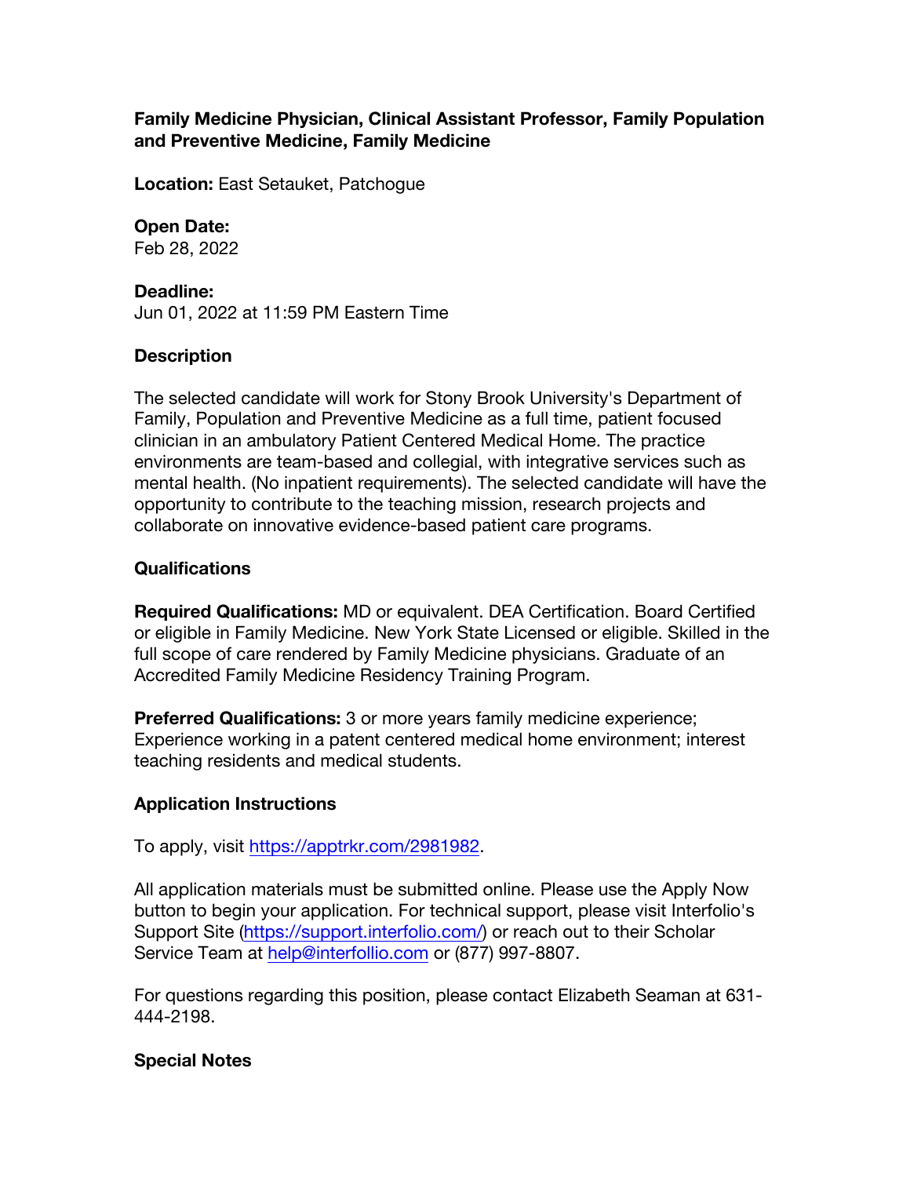**Family Medicine Physician, Clinical Assistant Professor, Family Population and Preventive Medicine, Family Medicine**

**Location:** East Setauket, Patchogue

**Open Date:**
Feb 28, 2022

**Deadline:**
Jun 01, 2022 at 11:59 PM Eastern Time

**Description**

The selected candidate will work for Stony Brook University's Department of Family, Population and Preventive Medicine as a full time, patient focused clinician in an ambulatory Patient Centered Medical Home. The practice environments are team-based and collegial, with integrative services such as mental health. (No inpatient requirements). The selected candidate will have the opportunity to contribute to the teaching mission, research projects and collaborate on innovative evidence-based patient care programs.

**Qualifications**

**Required Qualifications:** MD or equivalent. DEA Certification. Board Certified or eligible in Family Medicine. New York State Licensed or eligible. Skilled in the full scope of care rendered by Family Medicine physicians. Graduate of an Accredited Family Medicine Residency Training Program.

**Preferred Qualifications:** 3 or more years family medicine experience; Experience working in a patent centered medical home environment; interest teaching residents and medical students.

**Application Instructions**

To apply, visit https://apptrkr.com/2981982.

All application materials must be submitted online. Please use the Apply Now button to begin your application. For technical support, please visit Interfolio's Support Site (https://support.interfolio.com/) or reach out to their Scholar Service Team at help@interfolio.com or (877) 997-8807.

For questions regarding this position, please contact Elizabeth Seaman at 631-444-2198.

**Special Notes**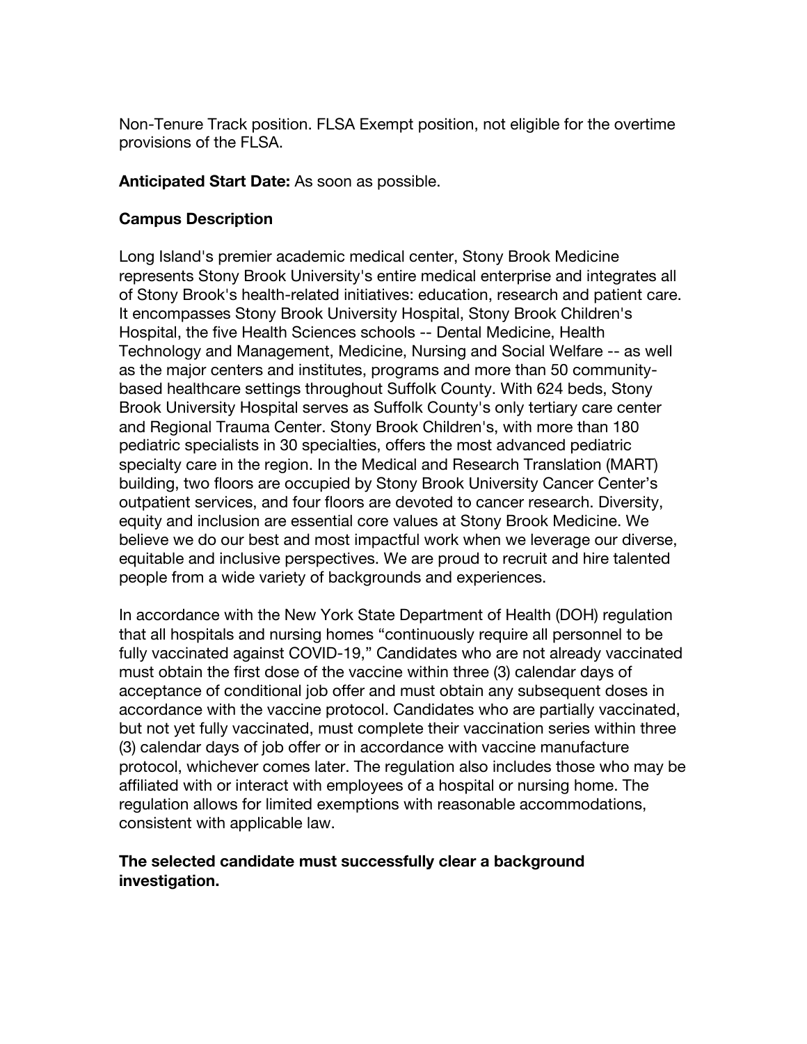Non-Tenure Track position. FLSA Exempt position, not eligible for the overtime provisions of the FLSA.

**Anticipated Start Date:** As soon as possible.

**Campus Description**

Long Island's premier academic medical center, Stony Brook Medicine represents Stony Brook University's entire medical enterprise and integrates all of Stony Brook's health-related initiatives: education, research and patient care. It encompasses Stony Brook University Hospital, Stony Brook Children's Hospital, the five Health Sciences schools -- Dental Medicine, Health Technology and Management, Medicine, Nursing and Social Welfare -- as well as the major centers and institutes, programs and more than 50 community-based healthcare settings throughout Suffolk County. With 624 beds, Stony Brook University Hospital serves as Suffolk County's only tertiary care center and Regional Trauma Center. Stony Brook Children's, with more than 180 pediatric specialists in 30 specialties, offers the most advanced pediatric specialty care in the region. In the Medical and Research Translation (MART) building, two floors are occupied by Stony Brook University Cancer Center's outpatient services, and four floors are devoted to cancer research. Diversity, equity and inclusion are essential core values at Stony Brook Medicine. We believe we do our best and most impactful work when we leverage our diverse, equitable and inclusive perspectives. We are proud to recruit and hire talented people from a wide variety of backgrounds and experiences.

In accordance with the New York State Department of Health (DOH) regulation that all hospitals and nursing homes "continuously require all personnel to be fully vaccinated against COVID-19," Candidates who are not already vaccinated must obtain the first dose of the vaccine within three (3) calendar days of acceptance of conditional job offer and must obtain any subsequent doses in accordance with the vaccine protocol. Candidates who are partially vaccinated, but not yet fully vaccinated, must complete their vaccination series within three (3) calendar days of job offer or in accordance with vaccine manufacture protocol, whichever comes later. The regulation also includes those who may be affiliated with or interact with employees of a hospital or nursing home. The regulation allows for limited exemptions with reasonable accommodations, consistent with applicable law.

**The selected candidate must successfully clear a background investigation.**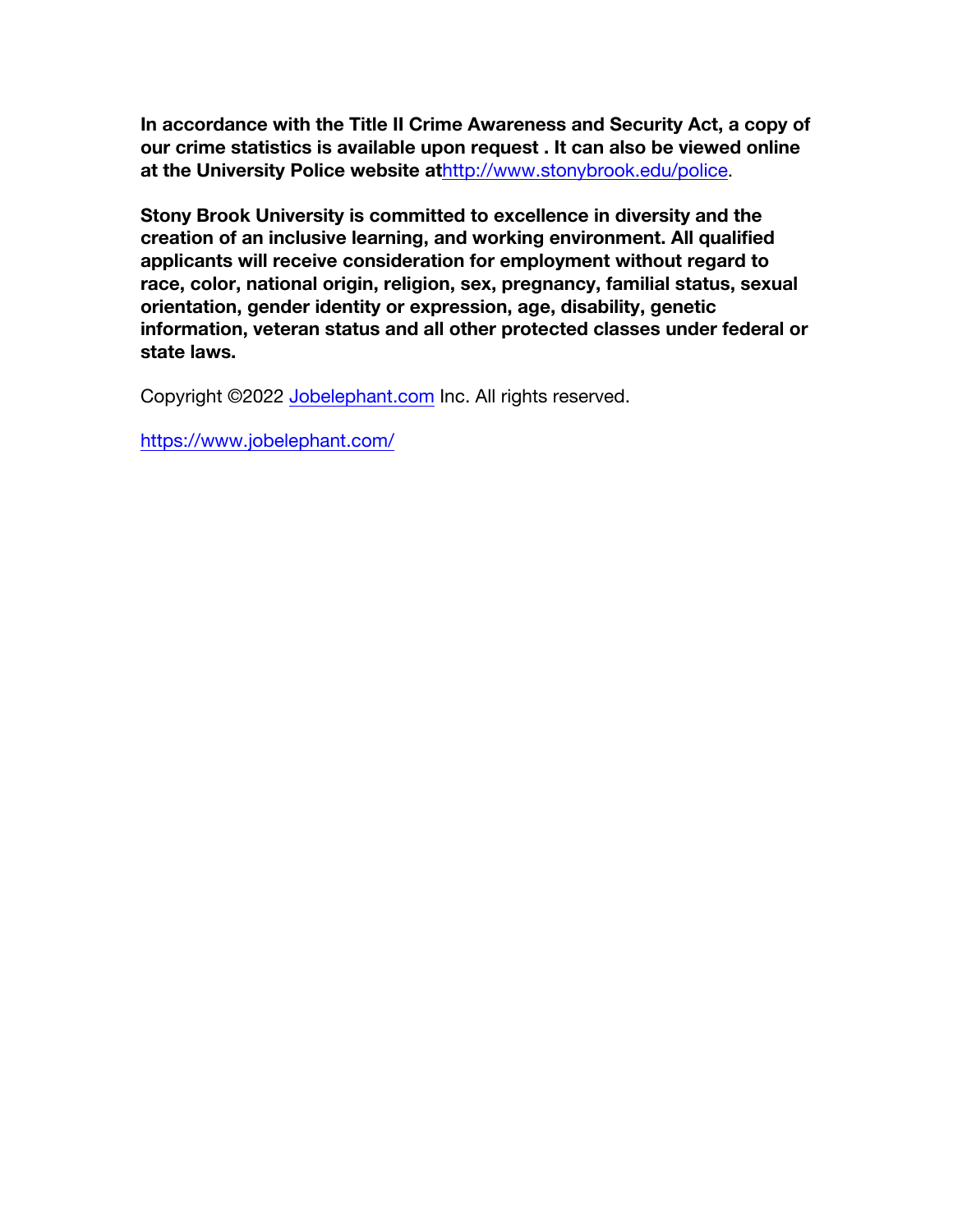**In accordance with the Title II Crime Awareness and Security Act, a copy of our crime statistics is available upon request . It can also be viewed online at the University Police website at**[http://www.stonybrook.edu/police](http://www.stonybrook.edu/police).

**Stony Brook University is committed to excellence in diversity and the creation of an inclusive learning, and working environment. All qualified applicants will receive consideration for employment without regard to race, color, national origin, religion, sex, pregnancy, familial status, sexual orientation, gender identity or expression, age, disability, genetic information, veteran status and all other protected classes under federal or state laws.**

Copyright ©2022 [Jobelephant.com](https://www.jobelephant.com/) Inc. All rights reserved.

[https://www.jobelephant.com/](https://www.jobelephant.com/)